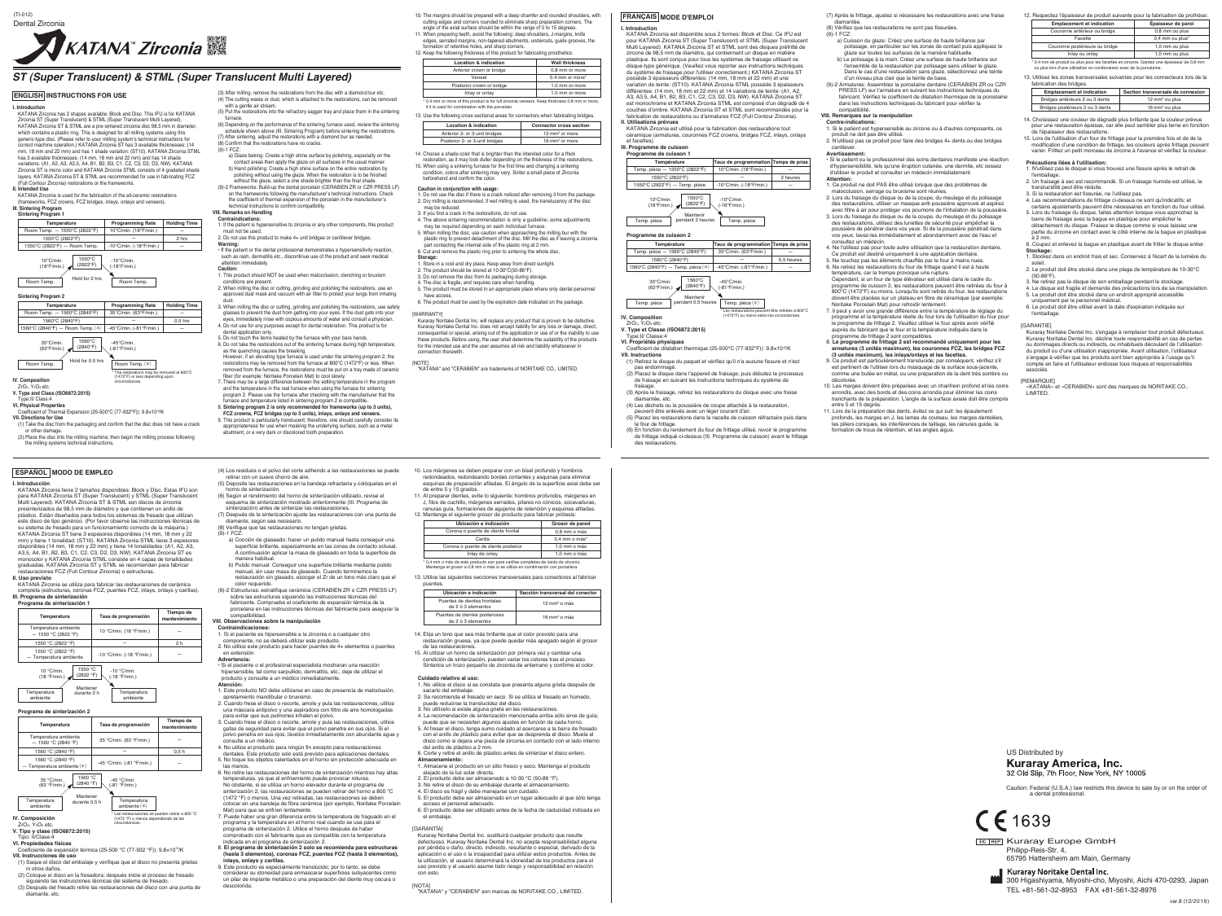(TI-012)
Dental Zirconia

# KATANA™ Zirconia

## ST (Super Translucent) & STML (Super Translucent Multi Layered)

## ENGLISH INSTRUCTIONS FOR USE

### I. Introduction

KATANA Zirconia has 2 shapes available: Block and Disc. This IFU is for KATANA Zirconia ST (Super Translucent) & STML (Super Translucent Multi Layered).
KATANA Zirconia ST & STML are a pre-sintered zirconia disc 98.5 mm in diameter, which contains a plastic ring. This is designed for all milling systems using this generic-type disc. (Please refer to your milling system's technical instructions for correct machine operation.) KATANA Zirconia ST has 3 available thicknesses: (14 mm, 18 mm and 22 mm) and has 1 shade variation: (ST10). KATANA Zirconia STML has 3 available thicknesses: (14 mm, 18 mm and 22 mm) and has 14 shade variations: (A1, A2, A3, A3.5, A4, B1, B2, B3, C1, C2, C3, D2, D3, NW). KATANA Zirconia ST is mono color and KATANA Zirconia STML consists of 4 gradated shade layers. KATANA Zirconia ST & STML are recommended for use in fabricating FCZ (Full Contour Zirconia) restorations or the frameworks.

### II. Intended Use

KATANA Zirconia is used for the fabrication of the all-ceramic restorations (frameworks, FCZ crowns, FCZ bridges, inlays, onlays and veneers).

### III. Sintering Program

**Sintering Program 1**

| Temperature | Programming Rate | Holding Time |
|---|---|---|
| Room Temp. — 1550°C (2822°F) | 10°C/min. (18°F/min.) | — |
| 1550°C (2822°F) | — | 2 hrs |
| 1550°C (2822°F) — Room Temp. | -10°C/min. (-18°F/min.) | — |

10°C/min. (18°F/min.) → 1550°C (2822°F), Hold for 2 hrs → -10°C/min. (-18°F/min.); Room Temp. → Room Temp.

**Sintering Program 2**

| Temperature | Programming Rate | Holding Time |
|---|---|---|
| Room Temp. — 1560°C (2840°F) | 35°C/min. (63°F/min.) | — |
| 1560°C (2840°F) | — | 0.5 hrs |
| 1560°C (2840°F) — Room Temp. (*) | -45°C/min. (-81°F/min.) | — |

35°C/min. (63°F/min.) → 1560°C (2840°F), Hold for 0.5 hrs → -45°C/min. (-81°F/min.); Room Temp. → Room Temp. (*)

*The restorations may be removed at 800°C (1472°F) or less depending upon circumstances.

### IV. Composition

$ZrO_2$, $Y_2O_3$ etc.

### V. Type and Class (ISO6872:2015)

Type:II/ Class:4

### VI. Physical Properties

Coefficient of Thermal Expansion (25-500°C (77-932°F)): $9.8\times10^{-6}$/K

### VII. Directions for Use

(1) Take the disc from the packaging and confirm that the disc does not have a crack or other damage.
(2) Place the disc into the milling machine; then begin the milling process following the milling systems technical instructions.
(3) After milling, remove the restorations from the disc with a diamond bur etc.
(4) The cutting waste or dust, which is attached to the restorations, can be removed with a gentle air stream.
(5) Put the restorations into the refractory sagger tray and place them in the sintering furnace.
(6) Depending on the performance of the sintering furnace used, review the sintering schedule shown above (III. Sintering Program) before sintering the restorations.
(7) After sintering, adjust the restorations with a diamond bur as needed.
(8) Confirm that the restorations have no cracks.
(9)-1 FCZ:
a) Glaze baking: Create a high shine surface by polishing, especially on the contact areas then apply the glaze on all surfaces in the usual manner.
b) Hand polishing: Create a high shine surface on the entire restoration by polishing without using the glaze. When the restoration is to be finished without the glaze, select a one shade brighter than the final shade.
(9)-2 Frameworks: Build-up the dental porcelain (CERABIEN ZR or CZR PRESS LF) on the frameworks following the manufacturer's technical instructions. Check the coefficient of thermal expansion of the porcelain in the manufacturer's technical instructions to confirm compatibility.

### VIII. Remarks on Handling

**Contraindications:**
1. If the patient is hypersensitive to zirconia or any other components, this product must not be used.
2. Do not use this product to make 4+ unit bridges or cantilever bridges.

**Warning:**
・If the patient or the dental professional demonstrates a hypersensitivity reaction, such as rash, dermatitis etc., discontinue use of the product and seek medical attention immediately.

**Caution:**
1. This product should NOT be used when malocclusion, clenching or bruxism conditions are present.
2. When milling the disc or cutting, grinding and polishing the restorations, use an approved dust mask and vacuum with air filter to protect your lungs from inhaling dust.
3. When milling the disc or cutting, grinding and polishing the restorations, use safety glasses to prevent the dust from getting into your eyes. If the dust gets into your eyes, immediately rinse with copious amounts of water and consult a physician.
4. Do not use for any purposes except for dental restoration. This product is for dental application only.
5. Do not touch the items heated by the furnace with your bare hands.
6. Do not take the restorations out of the sintering furnace during high temperature, as the quenching causes the breaking.
However, if an elevating type furnace is used under the sintering program 2, the restorations may be removed from the furnace at 800°C (1472°F) or less. When removed from the furnace, the restorations must be put on a tray made of ceramic fiber (for example: Noritake Porcelain Mat) to cool slowly.
7. There may be a large difference between the setting temperature in the program and the temperature in the real furnace when using the furnace for sintering program 2. Please use the furnace after checking with the manufacturer that the furnace and temperature listed in sintering program 2 is compatible.
8. **Sintering program 2 is only recommended for frameworks (up to 3 units), FCZ crowns, FCZ bridges (up to 3 units), inlays, onlays and veneers.**
9. This product is particularly translucent; therefore, one should carefully consider its appropriateness for use when masking the underlying surface, such as a metal abutment, or a very dark or discolored tooth preparation.
10. The margins should be prepared with a deep chamfer and rounded shoulders, with cutting edges and corners rounded to eliminate sharp preparation corners. The angle of the axial surface should be within the range of 5 to 15 degrees.
11. When preparing teeth, avoid the following: deep shoulders, J-margins, knife edges, serrated margins, non-tapered abutments, undercuts, guide grooves, the formation of retentive holes, and sharp corners.
12. Keep the following thickness of this product for fabricating prosthetics:

| Location & indication | Wall thickness |
|---|---|
| Anterior crown or bridge | 0.8 mm or more |
| Veneer | 0.4 mm or more* |
| Posterior crown or bridge | 1.0 mm or more |
| Inlay or onlay | 1.0 mm or more |

* 0.4 mm or more of this product is for full zirconia veneers. Keep thickness 0.8 mm or more, if it is used for combination with the porcelain.

13. Use the following cross-sectional areas for connectors when fabricating bridges.

| Location & indication | Connector cross section |
|---|---|
| Anterior 2- or 3-unit bridges | 12 mm² or more |
| Posterior 2- or 3-unit bridges | 16 mm² or more |

14. Choose a shade color that is brighter than the intended color for a thick restoration, as it may look duller depending on the thickness of the restorations.
15. When using a sintering furnace for the first time and changing a sintering condition, colors after sintering may vary. Sinter a small piece of Zirconia beforehand and confirm the color.

**Caution in conjunction with usage:**
1. Do not use the disc if there is a crack noticed after removing it from the package.
2. Dry milling is recommended. If wet milling is used, the translucency of the disc may be reduced.
3. If you find a crack in the restorations, do not use.
4. The above sintering recommendation is only a guideline; some adjustments may be required depending on each individual furnace.
5. When milling the disc, use caution when approaching the milling bur with the plastic ring to prevent detachment of the disc. Mill the disc as if leaving a zirconia part contacting the internal side of the plastic ring at 2 mm.
6. Cut and remove the plastic ring prior to sintering the whole disc.

**Storage:**
1. Store in a cool and dry place. Keep away from direct sunlight.
2. The product should be stored at 10-30°C(50-86°F).
3. Do not remove the disc from its package during storage.
4. The disc is fragile, and requires care when handling.
5. The product must be stored in an appropriate place where only dental personnel have access.
6. The product must be used by the expiration date indicated on the package.

[WARRANTY]
Kuraray Noritake Dental Inc. will replace any product that is proven to be defective. Kuraray Noritake Dental Inc. does not accept liability for any loss or damage, direct, consequential or special, arising out of the application or use of or the inability to use these products. Before using, the user shall determine the suitability of the products for the intended use and the user assumes all risk and liability whatsoever in connection therewith.

[NOTE]
"KATANA" and "CERABIEN" are trademarks of NORITAKE CO., LIMITED.

## FRANÇAIS MODE D'EMPLOI

### I. Introduction

KATANA Zirconia est disponible sous 2 formes: Block et Disc. Ce IFU est pour KATANA Zirconia ST (Super Translucent) et STML (Super Translucent Multi Layered). KATANA Zirconia ST et STML sont des disques préfrittés de zircone de 98,5 mm de diamètre, qui contiennent un disque en matière plastique. Ils sont conçus pour tous les systèmes de fraisage utilisant ce disque-type générique. (Veuillez vous reporter aux instructions techniques du système de fraisage pour l'utiliser correctement.) KATANA Zirconia ST possède 3 épaisseurs différentes: (14 mm, 18 mm et 22 mm) et a une variation de teinte: (ST10). KATANA Zirconia STML possède 3 épaisseurs différentes: (14 mm, 18 mm et 22 mm) et 14 variations de teinte: (A1, A2, A3, A3.5, A4, B1, B2, B3, C1, C2, C3, D2, D3, NW). KATANA Zirconia ST est monochrome et KATANA Zirconia STML est composé d'un dégradé de 4 couches d'ombre. KATANA Zirconia ST et STML sont recommandés pour la fabrication de restaurations ou d'armatures FCZ (Full Contour Zirconia).

### II. Utilisations prévues

KATANA Zirconia est utilisé pour la fabrication des restaurations tout céramique (armatures, couronnes FCZ crowns, bridges FCZ, inlays, onlays et facettes).

### III. Programme de cuisson

**Programme de cuisson 1**

| Température | Taux de programmation | Temps de prise |
|---|---|---|
| Temp. pièce — 1550°C (2822°F) | 10°C/min. (18°F/min.) | — |
| 1550°C (2822°F) | — | 2 heures |
| 1550°C (2822°F) — Temp. pièce | -10°C/min. (-18°F/min.) | — |

10°C/min. (18°F/min.) → 1550°C (2822°F), Maintenir pendant 2 heures → -10°C/min. (-18°F/min.); Temp. pièce → Temp. pièce

**Programme de cuisson 2**

| Température | Taux de programmation | Temps de prise |
|---|---|---|
| Temp. pièce — 1560°C (2840°F) | 35°C/min. (63°F/min.) | — |
| 1560°C (2840°F) | — | 0,5 heures |
| 1560°C (2840°F) — Temp. pièce (*) | -45°C/min. (-81°F/min.) | — |

35°C/min. (63°F/min.) → 1560°C (2840°F), Maintenir pendant 0,5 heures → -45°C/min. (-81°F/min.); Temp. pièce → Temp. pièce (*)

* Les restaurations peuvent être retirées à 800°C (1472°F) ou moins selon les circonstances.

### IV. Composition

$ZrO_2$, $Y_2O_3$ etc.

### V. Type et Classe (ISO6872:2015)

Type:II/ Classe:4

### VI. Propriétés physiques

Coefficient de dilatation thermique (25-500°C (77-932°F)): $9,8\times10^{-6}$/K

### VII. Instructions

(1) Retirez le disque du paquet et vérifiez qu'il n'a aucune fissure et n'est pas endommagé.
(2) Placez le disque dans l'appareil de fraisage; puis débutez le processus de fraisage en suivant les instructions techniques du système de fraisage.
(3) Après le fraisage, retirez les restaurations du disque avec une fraise diamantée, etc.
(4) Les déchets ou la poussière de coupe attachés à la restauration, peuvent être enlevés avec un léger courant d'air.
(5) Placez les restaurations dans la nacelle de cuisson réfractaire puis dans le four de frittage.
(6) En fonction du rendement du four de frittage utilisé, revoir le programme de frittage indiqué ci-dessus (III. Programme de cuisson) avant le frittage des restaurations.
(7) Après le frittage, ajustez si nécessaire les restaurations avec une fraise diamantée.
(8) Vérifiez que les restaurations ne sont pas fissurées.
(9)-1 FCZ:
a) Cuisson du glaze: Créez une surface de haute brillance par polissage, en particulier sur les zones de contact puis appliquez le glaze sur toutes les surfaces de la manière habituelle.
b) Le polissage à la main: Créez une surface de haute brillance sur l'ensemble de la restauration par polissage sans utiliser le glaze. Dans le cas d'une restauration sans glaze, sélectionnez une teinte d'un niveau plus clair que la teinte de base.
(9)-2 Armatures: Assemblez la porcelaine dentaire (CERABIEN ZR ou CZR PRESS LF) sur l'armature en suivant les instructions techniques du fabricant. Vérifiez le coefficient de dilatation thermique de la porcelaine dans les instructions techniques du fabricant pour vérifier la compatibilité.

### VIII. Remarques sur la manipulation

**Contre-indications:**
1. Si le patient est hypersensible au zircone ou à d'autres composants, ce produit ne doit pas être utilisé.
2. N'utilisez pas ce produit pour faire des bridges 4+ dents ou des bridges cantilever.

**Avertissement:**
・Si le patient ou le professionnel des soins dentaires manifeste une réaction d'hypersensibilité, telle qu'une éruption cutanée, une dermite, etc cessez d'utiliser le produit et consulter un médecin immédiatement.

**Attention:**
1. Ce produit ne doit PAS être utilisé lorsque que des problèmes de malocclusion, serrage ou bruxisme sont réunies.
2. Lors du fraisage du disque ou de la coupe, du meulage et du polissage des restaurations, utiliser un masque anti-poussière approuvé et aspirez avec filtre à air pour protéger vos poumons de l'inhalation de la poussière.
3. Lors du fraisage du disque ou de la coupe, du meulage et du polissage des restaurations, utilisez des lunettes de sécurité pour empêcher la poussière de pénétrer dans vos yeux. Si de la poussière pénétrait dans vos yeux, lavez-les immédiatement et abondamment avec de l'eau et consultez un médecin.
4. Ne l'utilisez pas pour toute autre utilisation que la restauration dentaire. Ce produit est destiné uniquement à une application dentaire.
5. Ne touchez pas les éléments chauffés par le four à mains nues.
6. Ne retirez les restaurations du four de frittage quand il est à haute température, car la trempe provoque une rupture.
Cependant, si un four de type élévateur est utilisé dans le cadre du programme de cuisson 2, les restaurations peuvent être retirées du four à 800°C (1472°F) ou moins. Lorsqu'ils sont retirés du four, les restaurations doivent être placées sur un plateau en fibre de céramique (par exemple: Noritake Porcelain Mat) pour refroidir lentement.
7. Il peut y avoir une grande différence entre la température de réglage du programme et la température réelle du four lors de l'utilisation du four pour le programme de frittage 2. Veuillez utiliser le four après avoir vérifié auprès du fabricant que le four et la température indiqués dans le programme de frittage 2 sont compatibles.
8. **Le programme de frittage 2 est recommandé uniquement pour les armatures (3 unités maximum), les couronnes FCZ, les bridges FCZ (3 unités maximum), les inlays/onlays et les facettes.**
9. Ce produit est particulièrement translucide; par conséquent, vérifiez s'il est pertinent de l'utiliser lors du masquage de la surface sous-jacente, comme une butée en métal, ou une préparation de la dent très sombre ou décolorée.
10. Les marges doivent être préparées avec un chanfrein profond et les coins arrondis, avec des bords et des coins arrondis pour éliminer les coins tranchants de la préparation. L'angle de la surface axiale doit être compris entre 5 et 15 degrés.
11. Lors de la préparation des dents, évitez ce qui suit: les épaulement profonds, les marges en J, les lames de couteau, les marges dentelées, les piliers coniques, les interférences de taillage, les rainures guide, la formation de trous de rétention, et les angles aigus.
12. Respectez l'épaisseur de produit suivante pour la fabrication de prothèse:

| Emplacement et indication | Épaisseur de paroi |
|---|---|
| Couronne antérieure ou bridge | 0,8 mm ou plus |
| Facette | 0,4 mm ou plus* |
| Couronne postérieure ou bridge | 1,0 mm ou plus |
| Inlay ou onlay | 1,0 mm ou plus |

* 0,4 mm de produit ou plus pour les facettes en zircone. Gardez une épaisseur de 0,8 mm ou plus lors d'une utilisation en combinaison avec de la porcelaine.

13. Utilisez les zones transversales suivantes pour les connecteurs lors de la fabrication des bridges.

| Emplacement et indication | Section transversale de connexion |
|---|---|
| Bridges antérieurs 2 ou 3 dents | 12 mm² ou plus |
| Bridges postérieurs 2 ou 3 dents | 16 mm² ou plus |

14. Choisissez une couleur de dégradé plus brillante que la couleur prévue pour une restauration épaisse, car elle peut sembler plus terne en fonction de l'épaisseur des restaurations.
15. Lors de l'utilisation d'un four de frittage pour la première fois et de la modification d'une condition de frittage, les couleurs après frittage peuvent varier. Frittez un petit morceau de zircone à l'avance et vérifiez la couleur.

**Précautions liées à l'utilisation:**
1. N'utilisez pas le disque si vous trouvez une fissure après le retrait de l'emballage.
2. Un fraisage à sec est recommandé. Si un fraisage humide est utilisé, la translucidité peut être réduite.
3. Si la restauration est fissurée, ne l'utilisez pas.
4. Les recommandations de frittage ci-dessus ne sont qu'indicatifs; et certains ajustements peuvent être nécessaires en fonction du four utilisé.
5. Lors du fraisage du disque, faites attention lorsque vous approchez la barre de fraisage avec la bague en plastique pour empêcher le détachement du disque. Fraisez le disque comme si vous laissez une partie du zircone en contact avec le côté interne de la bague en plastique à 2 mm.
6. Coupez et enlevez la bague en plastique avant de fritter le disque entier.

**Stockage:**
1. Stockez dans un endroit frais et sec. Conservez à l'écart de la lumière du soleil.
2. Le produit doit être stocké dans une plage de température de 10-30°C (50-86°F).
3. Ne retirez pas le disque de son emballage pendant le stockage.
4. Le disque est fragile et demande des précautions lors de sa manipulation.
5. Le produit doit être stocké dans un endroit approprié accessible uniquement par le personnel médical.
6. Le produit doit être utilisé avant la date d'expiration indiquée sur l'emballage.

[GARANTIE]
Kuraray Noritake Dental Inc. s'engage à remplacer tout produit défectueux. Kuraray Noritake Dental Inc. décline toute responsabilité en cas de pertes ou dommages directs ou indirects, ou inhabituels découlant de l'utilisation du produit ou d'une utilisation inappropriée. Avant utilisation, l'utilisateur s'engage à vérifier que les produits sont bien appropriés à l'usage qu'il compte en faire et l'utilisateur endosse tous risques et responsabilités associés.

[REMARQUE]
«KATANA» et «CERABIEN» sont des marques de NORITAKE CO., LIMITED.

## ESPAÑOL MODO DE EMPLEO

### I. Introducción

KATANA Zirconia tiene 2 tamaños disponibles: Block y Disc. Estas IFU son para KATANA Zirconia ST (Super Translucent) y STML (Super Translucent Multi Layered). KATANA Zirconia ST & STML son discos de zirconia presinterizados de 98,5 mm de diámetro y que contienen un anillo de plástico. Están diseñados para todos los sistemas de fresado que utilizan este disco de tipo genérico. (Por favor observe las instrucciones técnicas de su sistema de fresado para un funcionamiento correcto de la máquina.) KATANA Zirconia ST tiene 3 espesores disponibles (14 mm, 18 mm y 22 mm) y tiene 1 tonalidad: (ST10). KATANA Zirconia STML tiene 3 espesores disponibles (14 mm, 18 mm y 22 mm) y tiene 14 tonalidades: (A1, A2, A3, A3.5, A4, B1, B2, B3, C1, C2, C3, D2, D3, NW). KATANA Zirconia ST es monocolor y KATANA Zirconia STML consiste en 4 capas de tonalidades graduadas. KATANA Zirconia ST y STML se recomiendan para fabricar restauraciones FCZ (Full Contour Zirconia) o estructuras.

### II. Uso previsto

KATANA Zirconia se utiliza para fabricar las restauraciones de cerámica completa (estructuras, coronas FCZ, puentes FCZ, inlays, onlays y carillas).

### III. Programa de sinterización

**Programa de sinterización 1**

| Temperatura | Tasa de programación | Tiempo de mantenimiento |
|---|---|---|
| Temperatura ambiente — 1550 °C (2822 °F) | 10 °C/min. (18 °F/min.) | — |
| 1550 °C (2822 °F) | — | 2 h |
| 1550 °C (2822 °F) — Temperatura ambiente | -10 °C/min. (-18 °F/min.) | — |

10 °C/min. (18 °F/min.) → 1550 °C (2822 °F), Mantener durante 2 h → -10 °C/min. (-18 °F/min.); Temperatura ambiente → Temperatura ambiente

**Programa de sinterización 2**

| Temperatura | Tasa de programación | Tiempo de mantenimiento |
|---|---|---|
| Temperatura ambiente — 1560 °C (2840 °F) | 35 °C/min. (63 °F/min.) | — |
| 1560 °C (2840 °F) | — | 0,5 h |
| 1560 °C (2840 °F) — Temperatura ambiente (*) | -45 °C/min. (-81 °F/min.) | — |

35 °C/min. (63 °F/min.) → 1560 °C (2840 °F), Mantener durante 0,5 h → -45 °C/min. (-81 °F/min.); Temperatura ambiente → Temperatura ambiente (*)

* Las restauraciones se pueden retirar a 800 °C (1472 °F) o menos dependiendo de las circunstancias.

### IV. Composición

$ZrO_2$, $Y_2O_3$ etc.

### V. Tipo y clase (ISO6872:2015)

Tipo: II/Clase:4

### VI. Propiedades físicas

Coeficiente de expansión térmica (25-500 °C (77-932 °F)): $9,8\times10^{-6}$/K

### VII. Instrucciones de uso

(1) Saque el disco del embalaje y verifique que el disco no presenta grietas ni otros daños.
(2) Coloque el disco en la fresadora; después inicie el proceso de fresado siguiendo las instrucciones técnicas del sistema de fresado.
(3) Después del fresado retire las restauraciones del disco con una punta de diamante, etc.
(4) Los residuos o el polvo del corte adherido a las restauraciones se puede retirar con un suave chorro de aire.
(5) Deposite las restauraciones en la bandeja refractaria y colóquelas en el horno de sinterización.
(6) Según el rendimiento del horno de sinterización utilizado, revise el esquema de sinterización mostrado anteriormente (III. Programa de sinterización) antes de sinterizar las restauraciones.
(7) Después de la sinterización ajuste las restauraciones con una punta de diamante, según sea necesario.
(8) Verifique que las restauraciones no tengan grietas.
(9)-1 FCZ:
a) Cocción de glaseado: hacer un pulido manual hasta conseguir una superficie brillante, especialmente en las zonas de contacto oclusal. A continuación aplicar la masa de glaseado en toda la superficie de manera habitual.
b) Pulido manual: Conseguir una superficie brillante mediante pulido manual, sin usar masa de glaseado. Cuando terminemos la restauración sin glaseado, escoger el Zr de un tono más claro que el color requerido.
(9)-2 Estructuras: estratifique cerámica (CERABIEN ZR o CZR PRESS LF) sobre las estructuras siguiendo las instrucciones técnicas del fabricante. Compruebe el coeficiente de expansión térmica de la porcelana en las instrucciones técnicas del fabricante para asegurar la compatibilidad.

### VIII. Observaciones sobre la manipulación

**Contraindicaciones:**
1. Si el paciente es hipersensible a la zirconia o a cualquier otro componente, no se deberá utilizar este producto.
2. No utilice este producto para hacer puentes de 4+ elementos o puentes en extensión.

**Advertencia:**
・Si el paciente o el profesional especialista mostraran una reacción hipersensible, tal como sarpullido, dermatitis, etc., deje de utilizar el producto y consulte a un médico inmediatamente.

**Atención:**
1. Este producto NO debe utilizarse en caso de presencia de maloclusión, apretamiento mandibular o bruxismo.
2. Cuando frese el disco o recorte, amole y pula las restauraciones, utilice una máscara antipolvo y una aspiradora con filtro de aire homologadas para evitar que sus pulmones inhalen el polvo.
3. Cuando frese el disco o recorte, amole y pula las restauraciones, utilice gafas de seguridad para evitar que el polvo penetre en sus ojos. Si el polvo penetra en sus ojos, lávelos inmediatamente con abundante agua y consulte a un médico.
4. No utilice el producto para ningún fin excepto para restauraciones dentales. Este producto solo está previsto para aplicaciones dentales.
5. No toque los objetos calentados en el horno sin protección adecuada en las manos.
6. No retire las restauraciones del horno de sinterización mientras hay altas temperaturas, ya que el enfriamiento puede provocar roturas.
No obstante, si se utiliza un horno elevador durante el programa de sinterización 2, las restauraciones se pueden retirar del horno a 800 °C (1472 °F) o menos. Una vez retiradas, las restauraciones se deben colocar en una bandeja de fibra cerámica (por ejemplo, Noritake Porcelain Mat) para que se enfríen lentamente.
7. Puede haber una gran diferencia entre la temperatura de fraguado en el programa y la temperatura en el horno real cuando se usa para el programa de sinterización 2. Utilice el horno después de haber comprobado con el fabricante que es compatible con la temperatura indicada en el programa de sinterización 2.
8. **El programa de sinterización 2 solo se recomienda para estructuras (hasta 3 elementos), coronas FCZ, puentes FCZ (hasta 3 elementos), inlays, onlays y carillas.**
9. Este producto es especialmente translúcido; por lo tanto, se debe considerar su idoneidad para enmascarar superficies subyacentes como un pilar de implante metálico o una preparación del diente muy oscura o descolorida.
10. Los márgenes se deben preparar con un bisel profundo y hombros redondeados, redondeando bordes cortantes y esquinas para eliminar esquinas de preparación afiladas. El ángulo de la superficie axial debe ser de entre 5 y 15 grados.
11. Al preparar dientes, evite lo siguiente: hombros profundos, márgenes en J, filos de cuchillo, márgenes serrados, pilares no cónicos, socavaduras, ranuras guía, formaciones de agujeros de retención y esquinas afiladas.
12. Mantenga el siguiente grosor de producto para fabricar prótesis:

| Ubicación e indicación | Grosor de pared |
|---|---|
| Corona o puente de diente frontal | 0,8 mm o más |
| Carilla | 0,4 mm o más* |
| Corona o puente de diente posterior | 1,0 mm o más |
| Inlay de onlay | 1,0 mm o más |

* 0,4 mm o más de este producto son para carillas completas de óxido de zirconio. Mantenga el grosor a 0,8 mm o más si se utiliza en combinación con porcelana.

13. Utilice las siguientes secciones transversales para conectores al fabricar puentes.

| Ubicación e indicación | Sección transversal del conector |
|---|---|
| Puentes de dientes frontales de 2 ó 3 elementos | 12 mm² o más |
| Puentes de dientes posteriores de 2 ó 3 elementos | 16 mm² o más |

14. Elija un tono que sea más brillante que el color previsto para una restauración gruesa, ya que puede quedar más apagado según el grosor de las restauraciones.
15. Al utilizar un horno de sinterización por primera vez y cambiar una condición de sinterización, pueden variar los colores tras el proceso. Sinterice un trozo pequeño de zirconia de antemano y confirme el color.

**Cuidado relativo al uso:**
1. No utilice el disco si se constata que presenta alguna grieta después de sacarlo del embalaje.
2. Se recomienda el fresado en seco. Si se utiliza el fresado en húmedo, puede reducirse la translucidez del disco.
3. No utilice si existe alguna grieta en las restauraciones.
4. La recomendación de sinterización mencionada arriba sólo sirve de guía; puede que se necesiten algunos ajustes en función de cada horno.
5. Al fresar el disco, tenga cuidado al acercarse a la barra de fresado con el anillo de plástico para evitar que se desprenda el disco. Muela el disco como si dejara una pieza de zirconia en contacto con el lado interno del anillo de plástico a 2 mm.
6. Corte y retire el anillo de plástico antes de sinterizar el disco entero.

**Almacenamiento:**
1. Almacene el producto en un sitio fresco y seco. Mantenga el producto alejado de la luz solar directa.
2. El producto debe ser almacenado a 10-30 °C (50-86 °F).
3. No retire el disco de su embalaje durante el almacenamiento.
4. El disco es frágil y debe manejarse con cuidado.
5. El producto debe ser almacenado en un lugar adecuado al que sólo tenga acceso el personal adecuado.
6. El producto debe ser utilizado antes de la fecha de caducidad indicada en el embalaje.

[GARANTÍA]
Kuraray Noritake Dental Inc. sustituirá cualquier producto que resulte defectuoso. Kuraray Noritake Dental Inc. no acepta responsabilidad alguna por pérdida o daño, directo, indirecto, resultante o especial, derivado de la aplicación o el uso o la incapacidad para utilizar estos productos. Antes de la utilización, el usuario determinará la idoneidad de los productos para el uso previsto y el usuario asume todo riesgo y responsabilidad en relación con esto.

[NOTA]
"KATANA" y "CERABIEN" son marcas de NORITAKE CO., LIMITED.

US Distributed by
**Kuraray America, Inc.**
32 Old Slip, 7th Floor, New York, NY 10005

Caution: Federal (U.S.A.) law restricts this device to sale by or on the order of a dental professional.

CE 1639

EC REP Kuraray Europe GmbH
Philipp-Reis-Str. 4,
65795 Hattersheim am Main, Germany

Kuraray Noritake Dental Inc.
300 Higashiyama, Miyoshi-cho, Miyoshi, Aichi 470-0293, Japan
TEL +81-561-32-8953 FAX +81-561-32-8976

ver.8 (12/2019)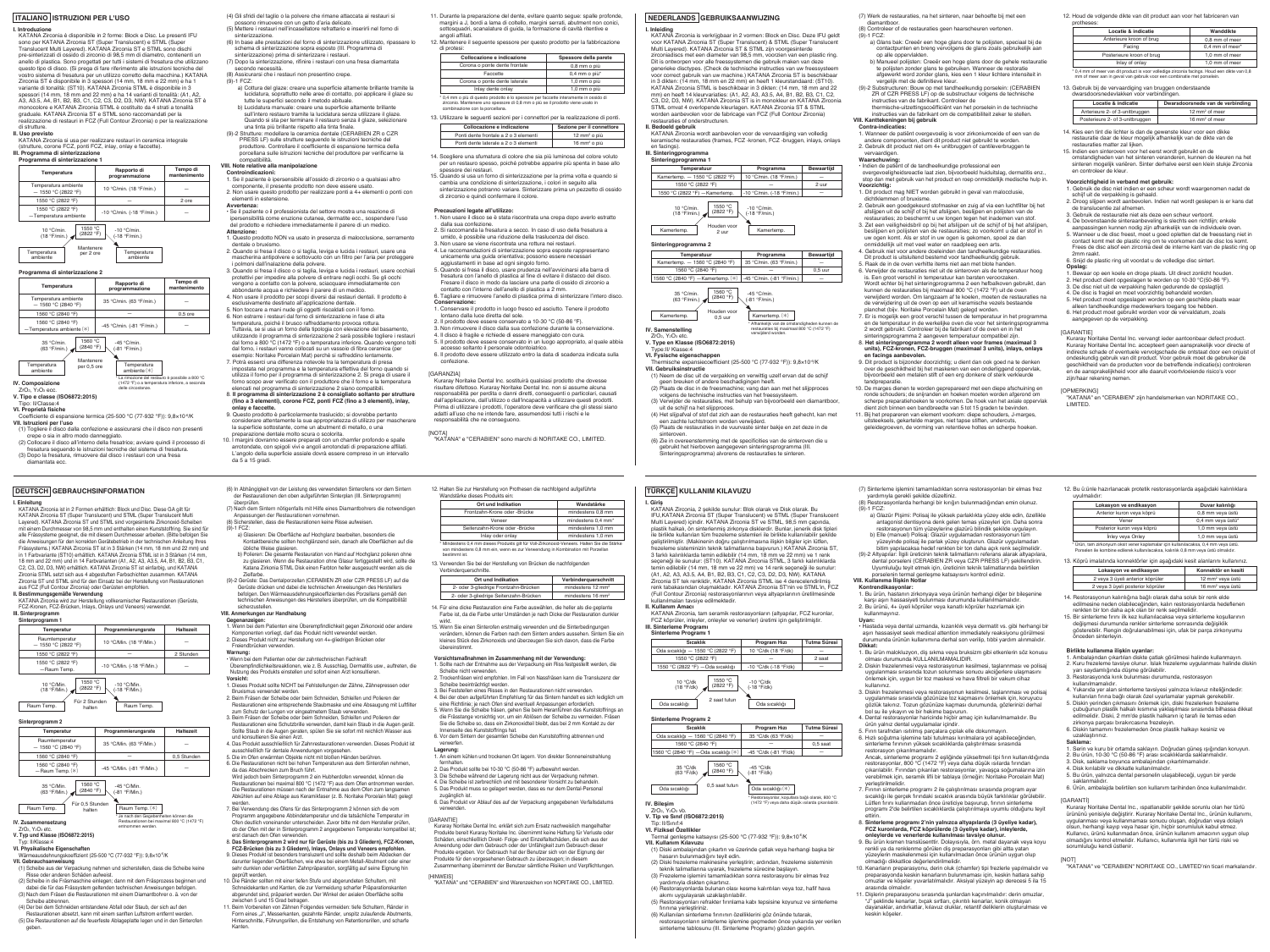# ITALIANO ISTRUZIONI PER L'USO

## I. Introduzione

KATANA Zirconia è disponibile in 2 forme: Block e Disc. Le presenti IFU sono per KATANA Zirconia ST (Super Translucent) e STML (Super Translucent Multi Layered). KATANA Zirconia ST e STML sono dischi pre-sinterizzati di ossido di zirconio di 98,5 mm di diametro, contenenti un anello di plastica. Sono progettati per tutti i sistemi di fresatura che utilizzano questo tipo di disco. (Si prega di fare riferimento alle istruzioni tecniche del vostro sistema di fresatura per un utilizzo corretto della macchina.) KATANA Zirconia ST è disponibile in 3 spessori (14 mm, 18 mm e 22 mm) e ha 1 variante di tonalità: (ST10). KATANA Zirconia STML è disponibile in 3 spessori (14 mm, 18 mm and 22 mm) e ha 14 varianti di tonalità: (A1, A2, A3, A3.5, A4, B1, B2, B3, C1, C2, C3, D2, D3, NW). KATANA Zirconia ST è monocolore e KATANA Zirconia STML è costituito da 4 strati a tonalità graduale. KATANA Zirconia ST e STML sono raccomandati per la realizzazione di restauri in FCZ (Full Contour Zirconia) o per la realizzazione di strutture.

## II. Uso previsto

KATANA Zirconia si usa per realizzare restauri in ceramica integrale (strutture, corone FCZ, ponti FCZ, inlay, onlay e faccette).

## III. Programma di sinterizzazione

**Programma di sinterizzazione 1**

| Temperatura | Rapporto di programmazione | Tempo di mantenimento |
|---|---|---|
| Temperatura ambiente → 1550 °C (2822 °F) | 10 °C/min. (18 °F/min.) | — |
| 1550 °C (2822 °F) | — | 2 ore |
| 1550 °C (2822 °F) → Temperatura ambiente | -10 °C/min. (-18 °F/min.) | — |

10 °C/min. (18 °F/min.)
1550 °C (2822 °F)
-10 °C/min. (-18 °F/min.)
Temperatura ambiente
Mantenere per 2 ore
Temperatura ambiente

**Programma di sinterizzazione 2**

| Temperatura | Rapporto di programmazione | Tempo di mantenimento |
|---|---|---|
| Temperatura ambiente → 1560 °C (2840 °F) | 35 °C/min. (63 °F/min.) | — |
| 1560 °C (2840 °F) | — | 0,5 ore |
| 1560 °C (2840 °F) → Temperatura ambiente (*) | -45 °C/min. (-81 °F/min.) | — |

35 °C/min. (63 °F/min.)
1560 °C (2840 °F)
-45 °C/min. (-81 °F/min.)
Temperatura ambiente
Mantenere per 0,5 ore
Temperatura ambiente (*)

(*) La rimozione del restauro è possibile a 800 °C (1472 °F) o a temperatura inferiore, a seconda delle circostanze.

## IV. Composizione

$ZrO_2$, $Y_2O_3$ ecc.

## V. Tipo e classe (ISO6872:2015)

Tipo: II/Classe:4

## VI. Proprietà fisiche

Coefficiente di espansione termica (25-500 °C (77-932 °F)): $9,8 \times 10^{-6}$/K

## VII. Istruzioni per l'uso

(1) Togliere il disco dalla confezione e assicurarsi che il disco non presenti crepe o sia in altro modo danneggiato.
(2) Collocare il disco all'interno della fresatrice; avviare quindi il processo di fresatura seguendo le istruzioni tecniche del sistema di fresatura.
(3) Dopo la fresatura, rimuovere dal disco i restauri con una fresa diamantata ecc.
(4) Gli sfridi del taglio o la polvere che rimane attaccata ai restauri si possono rimuovere con un getto d'aria delicato.
(5) Mettere i restauri nell'incassellatore refrattario e inserirli nel forno di sinterizzazione.
(6) In base alle prestazioni del forno di sinterizzazione utilizzato, ripassare lo schema di sinterizzazione sopra esposto (III. Programma di sinterizzazione) prima di sinterizzare i restauri.
(7) Dopo la sinterizzazione, rifinire i restauri con una fresa diamantata secondo necessità.
(8) Assicurarsi che i restauri non presentino crepe.
(9)-1 FCZ:
a) Cottura del glaze: creare una superficie altamente brillante tramite la lucidatura, soprattutto nelle aree di contatto, poi applicare il glaze su tutte le superfici secondo il metodo abituale.
b) Lucidatura manuale: creare una superficie altamente brillante sull'intero restauro tramite la lucidatura. Quando si sta per terminare il restauro senza il glaze, selezionare una tinta più luminosa della tinta desiderata.
(9)-2 Strutture: modellare la ceramica dentale (CERABIEN ZR o CZR PRESS LF) sulle strutture seguendo le istruzioni tecniche del produttore. Controllare il coefficiente di espansione termica della porcellana sulle istruzioni tecniche del produttore per verificarne la compatibilità.

## VIII. Note relative alla manipolazione

**Controindicazioni:**
1. Se il paziente è ipersensibile all'ossido di zirconio o a qualsiasi altro componente, il presente prodotto non deve essere usato.
2. Non usare questo prodotto per realizzare ponti a 4+ elementi o ponti con elementi in estensione.

**Avvertenza:**
• Se il paziente o il professionista del settore mostra una reazione di ipersensibilità come eruzione cutanea, dermatite ecc., sospendere l'uso del prodotto e richiedere immediatamente il parere di un medico.

**Attenzione:**
1. Questo prodotto NON va usato in presenza di malocclusione, serramento dentale o bruxismo.
2. Quando si fresa il disco o si taglia, leviga e lucida i restauri, usare una mascherina antipolvere e sottovuoto con un filtro per l'aria per proteggere i polmoni dall'inalazione della polvere.
3. Quando si fresa il disco o si taglia, leviga e lucida i restauri, usare occhiali protettivi per impedire alla polvere di entrare negli occhi. Se gli occhi vengono a contatto con la polvere, sciacquare immediatamente con abbondante acqua e richiedere il parere di un medico.
4. Non usare il prodotto per scopi diversi dai restauri dentali. Il prodotto è esclusivamente destinato all'applicazione dentale.
5. Non toccare a mani nude gli oggetti riscaldati con il forno.
6. Non estrarre i restauri dal forno di sinterizzazione in fase di alta temperatura, poiché il brusco raffreddamento provoca rottura.
Tuttavia, se si usa un forno della tipologia con elevazione del basamento, utilizzando il programma di sinterizzazione 2 sarà possibile togliere i restauri dal forno a 800 °C (1472 °F) o a temperatura inferiore. Quando vengono tolti dal forno, i restauri vanno collocati su un vassoio di fibra ceramica (per esempio: Noritake Porcelain Mat) perché si raffreddino lentamente.
7. Potrà esserci una differenza notevole tra la temperatura di presa impostata nel programma e la temperatura effettiva del forno quando si utilizza il forno per il programma di sinterizzazione 2. Si prega di usare il forno dopo aver verificato con il produttore che il forno e le temperature elencate nel programma di sinterizzazione 2 siano compatibili.
8. **Il programma di sinterizzazione 2 è consigliato soltanto per strutture (fino a 3 elementi), corone FCZ, ponti FCZ (fino a 3 elementi), inlay, onlay e faccette.**
9. Questo prodotto è particolarmente traslucido; si dovrebbe pertanto considerare attentamente la sua appropriatezza di utilizzo per mascherare la superficie sottostante, come un abutment di metallo, o una preparazione dentale molto scura o scolorita.
10. I margini dovranno essere preparati con un chamfer profondo e spalle arrotondate, con bordi incisali e angoli arrotondati per evitare angoli di preparazione affilati. L'angolo della superficie assiale dovrà essere compreso in un intervallo da 5 a 15 gradi.
11. Durante la preparazione del dente, evitare quanto segue: spalle profonde, margini a J, bordi a lama di coltello, margini seghettati, abutment non conici, sottosquadri, scanalature di guida, la formazione di cavità ritentive e angoli affilati.
12. Mantenere i seguenti spessori per questo prodotto per la fabbricazione di protesi.

| Collocazione e indicazione | Spessore della parete |
|---|---|
| Corona o ponte dente frontale | 0,8 mm o più |
| Faccette | 0,4 mm o più* |
| Corona o ponte dente laterale | 1,0 mm o più |
| Inlay dente onlay | 1,0 mm o più |

* 0,4 mm o più di questo prodotto è lo spessore per faccette interamente in ossido di zirconio. Mantenere uno spessore di 0,8 mm o più se il prodotto viene usato in combinazione con la porcellana.

13. Utilizzare le seguenti sezioni per i connettori per la realizzazione di ponti.

| Collocazione e indicazione | Sezione per il connettore |
|---|---|
| Ponti dente frontale a 2 o 3 elementi | 12 mm² o più |
| Ponti dente laterale a 2 o 3 elementi | 16 mm² o più |

14. Scegliere una sfumatura di colore che sia più luminosa del colore voluto per un restauro spesso, poiché potrebbe apparire più spento in base allo spessore dei restauri.
15. Quando si usa un forno di sinterizzazione per la prima volta e quando si cambia una condizione di sinterizzazione, i colori in seguito alla sinterizzazione potranno variare. Sinterizzare prima un pezzo di ossido di zirconio e quindi confermare il colore.

**Precauzioni legate all'utilizzo:**
1. Non usare il disco se è stata riscontrata una crepa dopo averlo estratto dalla sua confezione.
2. Si raccomanda la fresatura a secco. In caso di uso della fresatura a umido, è possibile una riduzione della traslucenza del disco.
3. Non usare se viene riscontrata una rottura nei restauri.
4. Le raccomandazioni di sinterizzazione sopra esposte rappresentano unicamente una guida orientativa; possono essere necessari aggiustamenti in base ad ogni singolo forno.
5. Per prevenire danni o fratture, usare prudenza nell'avvicinare la barra di fresatura all'anello di plastica al fine di evitare il distacco del disco. Fresare il disco in modo da lasciare una parte di ossido di zirconio a contatto con l'interno dell'anello di plastica a 2 mm.
6. Tagliare o rimuovere l'anello di plastica prima di sinterizzare l'intero disco.

**Conservazione:**
1. Conservare il prodotto in luogo fresco ed asciutto. Tenere il prodotto lontano dalla luce diretta del sole.
2. Il prodotto deve essere conservato a 10-30 °C (50-86 °F).
3. Non rimuovere il disco dalla sua confezione durante la conservazione.
4. Il disco è fragile e richiede di essere maneggiato con cura.
5. Il prodotto deve essere conservato in un luogo appropriato, al quale abbia accesso soltanto il personale odontoiatrico.
6. Il prodotto deve essere utilizzato entro la data di scadenza indicata sulla confezione.

[GARANZIA]
Kuraray Noritake Dental Inc. sostituirà qualsiasi prodotto che dovesse risultare difettoso. Kuraray Noritake Dental Inc. non si assume alcuna responsabilità per perdita o danni diretti, conseguenti o particolari, causati dall'applicazione, dall'utilizzo o dall'incapacità a utilizzare questi prodotti. Prima di utilizzare i prodotti, l'operatore deve verificare che gli stessi siano adatti all'uso che ne intende fare, assumendosi tutti i rischi e le responsabilità che ne conseguono.

[NOTA]
"KATANA" e "CERABIEN" sono marchi di NORITAKE CO., LIMITED.

# NEDERLANDS GEBRUIKSAANWIJZING

## I. Inleiding

KATANA Zirconia is verkrijgbaar in 2 vormen: Block en Disc. Deze IFU geldt voor KATANA Zirconia ST (Super Translucent) and STML (Super Translucent Multi Layered). KATANA Zirconia ST & STML zijn voorgesinterde zirkoniadiscs met een diameter van 98,5 mm, voorzien van een plastic ring. Dit is ontworpen voor alle freessystemen die gebruik maken van deze generieke disctypes. (Check de technische instructies van uw freessysteem voor correct gebruik van uw machine.) KATANA Zirconia ST is beschikbaar in 3 dikten: (14 mm, 18 mm en 22 mm) en heeft 1 kleurstandaard: (ST10). KATANA Zirconia STML is beschikbaar in 3 dikten: (14 mm, 18 mm and 22 mm) en heeft 14 kleurvariaties: (A1, A2, A3, A3.5, A4, B1, B2, B3, C1, C2, C3, D2, D3, NW). KATANA Zirconia ST is in monokleur en KATANA Zirconia STML omvat 4 overlopende kleurlagen. KATANA Zirconia ST & STML worden aanbevolen voor de fabricage van FCZ (Full Contour Zirconia) restauraties of onderstructuren.

## II. Bedoeld gebruik

KATANA Zirconia wordt aanbevolen voor de vervaardiging van volledig keramische restauraties (frames, FCZ -kronen, FCZ -bruggen, inlays, onlays en facings).

## III. Sinteringsprogramma

**Sinteringprogramma 1**

| Temperatuur | Programma | Bewaartijd |
|---|---|---|
| Kamertemp. → 1550 °C (2822 °F) | 10 °C/min. (18 °F/min.) | — |
| 1550 °C (2822 °F) | — | 2 uur |
| 1550 °C (2822 °F) → Kamertemp. | -10 °C/min. (-18 °F/min.) | — |

10 °C/min. (18 °F/min.)
1550 °C (2822 °F)
-10 °C/min. (-18 °F/min.)
Kamertemp.
Houden voor 2 uur
Kamertemp.

**Sinteringprogramma 2**

| Temperatuur | Programma | Bewaartijd |
|---|---|---|
| Kamertemp. → 1560 °C (2840 °F) | 35 °C/min. (63 °F/min.) | — |
| 1560 °C (2840 °F) | — | 0,5 uur |
| 1560 °C (2840 °F) → Kamertemp. (*) | -45 °C/min. (-81 °F/min.) | — |

35 °C/min. (63 °F/min.)
1560 °C (2840 °F)
-45 °C/min. (-81 °F/min.)
Kamertemp.
Houden voor 0,5 uur
Kamertemp. (*)

* Afhankelijk van de omstandigheden kunnen de restauraties bij maximaal 800 °C (1472 °F) verwijderd worden.

## IV. Samenstelling

$ZrO_2$, $Y_2O_3$ etc.

## V. Type en Klasse (ISO6872:2015)

Type:II/ Klasse:4

## VI. Fysieke eigenschappen

Thermische expansiecoëfficient (25-500 °C (77-932 °F)): $9,8 \times 10^{-6}$/K

## VII. Gebruiksinstructie

(1) Neem de disc uit de verpakking en vergewis uzelf ervan dat de schijf geen breuken of andere beschadigingen heeft.
(2) Plaats de disc in de freesmachine; vang dan aan met het slijpproces volgens de technische instructies van het freessysteem.
(3) Verwijder de restauraties, met behulp van bijvoorbeeld een diamantboor, uit de schijf na het slijpen.
(4) Het slijpafval of stof dat zich aan de restauraties heeft gehecht, kan met een zachte luchtstroom worden verwijderd.
(5) Plaats de restauraties in de vuurvaste sinter bakje en zet deze in de sinteroven.
(6) Zie in overeenstemming met de specificaties van de sinteroven die u gebruikt het hierboven aangegeven sinteringsprogramma (III. Sinteringsprogramma) alvorens de restauraties te sinteren.
(7) Werk de restauraties, na het sinteren, naar behoefte bij met een diamantboor.
(8) Controleer of de restauraties geen haarscheuren vertonen.
(9)-1 FCZ
a) Glans bak: Creeër een hoge glans door te polijsten, speciaal bij de contactpunten en breng vervolgens de glans zoals gebruikelijk aan op alle oppervlakken.
b) Manueel polijsten: Creeër een hoge glans door de gehele restauratie te polijsten zonder glans te gebruiken. Wanneer de restauratie afgewerkt word zonder glans, kies een 1 kleur lichtere intensiteit in vergelijk met de definitieve kleur.
(9)-2 Substructuren: Bouw op met tandheelkundig porselein. (CERABIEN ZR of CZR PRESS LF) op de substructuur volgens de technische instructies van de fabrikant. Controleer de thermische-uitzettingscoëfficient van het porselein in de technische instructies van de fabrikant om de compatibiliteit zeker te stellen.

## VIII. Kanttekeningen bij gebruik

**Contra-indicaties:**
1. Wanneer de patiënt overgevoelig is voor zirconiumoxide of een van de andere componenten, dient dit product niet gebruikt te worden.
2. Gebruik dit product niet om 4+ unitbruggen of cantileverbruggen te vervaardigen.

**Waarschuwing:**
• Indien de patiënt of de tandheelkundige professional een overgevoeligheidsreactie laat zien, bijvoorbeeld huiduitslag, dermatitis enz., stop dan met gebruik van het product en roep onmiddellijk medische hulp in.

**Voorzichtig:**
1. Dit product mag NIET worden gebruikt in geval van malocclusie, dichtklemmen of bruxisme.
2. Gebruik een goedgekeurd stofmasker en zuig af via een luchtfilter bij het afslijpen uit de schijf of bij het afslijpen, beslijpen en polijsten van de restauraties; zo beschermt u uw longen tegen het inademen van stof.
3. Zet een veiligheidsbril op bij het afslijpen uit de schijf of bij het afslijpen, beslijpen en polijsten van de restauraties, zo voorkomt u dat er stof in uw ogen komt. Als er stof in uw ogen is gekomen, spoel deze dan onmiddellijk uit met veel water en raadpleeg een arts.
4. Gebruik niet voor andere doeleinden dan tandheelkundige restauraties. Dit product is uitsluitend bestemd voor tandheelkundig gebruik.
5. Raak de in de oven verhitte items niet aan met blote handen.
6. Verwijder de restauraties niet uit de sinteroven als de temperatuur hoog is. Een groot verschil in temperatuur kan barsten veroorzaken. Wordt echter bij het sinteringprogramma 2 een liftbodemoven gebruikt, dan kunnen de restauraties bij maximaal 800 °C (1472 °F) uit de oven verwijderd worden. Om langzaam af te koelen, moeten de restauraties na de verwijdering uit de oven op een uit keramische vezels bestaande plankje (bijv. Noritake Porcelain Mat) gelegd worden.
7. Er is mogelijk een groot verschil tussen de temperatuur in het programma en de temperatuur in de werkelijke oven die voor het sinteringprogramma 2 wordt gebruikt. Controleer bij de fabrikant of de oven en de in het sinteringprogramma 2 aangegeven temperatuur compatibel zijn.
8. **Het sinteringprogramma 2 wordt alleen voor frames (maximaal 3 units), FCZ-kronen, FCZ-bruggen (maximaal 3 units), inlays, onlays en facings aanbevolen.**
9. Dit product is bijzonder doorzichtig; u dient dan ook goed na te denken over de geschiktheid bij het maskeren van een onderliggend oppervlak, bijvoorbeeld een metalen stift of een erg donkere of sterk verkleurde tandpreparatie.
10. De marges dienen te worden geprepareerd met een diepe afschuining en ronde schouders; de snijranden en hoeken moeten worden afgerond om scherpe preparatiehoeken te voorkomen. De hoek van het axiale oppervlak dient zich binnen een bandbreedte van 5 tot 15 graden te bevinden.
11. Bij het prepareren van een element voorkom: diepe schouders, J-marges, uitsteeksels, gekartelde marges, niet tapse stiften, undercuts, geleidegroeven, de vorming van retentieve holtes en scherpe hoeken.
12. Houd de volgende dikte van dit product aan voor het fabriceren van protheses:

| Locatie & indicatie | Wanddikte |
|---|---|
| Anterieure kroon of brug | 0,8 mm of meer |
| Facing | 0,4 mm of meer* |
| Posterieure kroon of brug | 1,0 mm of meer |
| Inlay of onlay | 1,0 mm of meer |

* 0,4 mm of meer van dit product is voor volledige zirconia facings. Houd een dikte van 0,8 mm of meer aan in geval van gebruik voor een combinatie met porselein.

13. Gebruik bij de vervaardiging van bruggen onderstaande dwarsdoorsnedenmaten voor verbindingen.

| Locatie & indicatie | Dwarsdoorsnede van de verbinding |
|---|---|
| Anterieure 2- of 3-unitbruggen | 12 mm² of meer |
| Posterieure 2- of 3-unitbruggen | 16 mm² of meer |

14. Kies een tint die lichter is dan de gewenste kleur voor een dikke restauratie daar de kleur mogelijk afhankelijk van de dikte van de restauraties matter zal lijken.
15. Indien een sinteroven voor het eerst wordt gebruikt en de omstandigheden van het sinteren veranderen, kunnen de kleuren na het sinteren mogelijk variëren. Sinter derhalve eerst een klein stukje Zirconia en controleer de kleur.

**Voorzichtigheid in verband met gebruik:**
1. Gebruik de disc niet indien er een scheur wordt waargenomen nadat de schijf uit de verpakking is gehaald.
2. Droog slijpen wordt aanbevolen. Indien nat wordt geslepen is er kans dat de translucentie zal afnemen.
3. Gebruik de restauratie niet als deze een scheur vertoont.
4. De bovenstaande sinteraanbeveling is slechts een richtlijn; enkele aanpassingen kunnen nodig zijn afhankelijk van de individuele oven.
5. Wanneer u de disc freest, moet u goed opletten dat de freesstang niet in contact komt met de plastic ring om te voorkomen dat de disc los komt. Frees de disc alsof een zirconia deel de interne kant van de plastic ring op 2mm raakt.
6. Snijd de plastic ring uit voordat u de volledige disc sintert.

**Opslag:**
1. Bewaar op een koele en droge plaats. Uit direct zonlicht houden.
2. Het product dient opgeslagen te worden op 10-30 °C(50-86 °F).
3. De disc niet uit de verpakking halen gedurende de opslagtijd.
4. De disc is fragiel en moet voorzichtig behandeld worden.
5. Het product moet opgeslagen worden op een geschikte plaats waar alleen tandheelkundige medewerkers toegang toe hebben.
6. Het product moet gebruikt worden voor de vervaldatum, zoals aangegeven op de verpakking.

[GARANTIE]
Kuraray Noritake Dental Inc. vervangt ieder aantoonbaar defect product. Kuraray Noritake Dental Inc. accepteert geen aansprakelijk voor directe of indirecte schade of eventuele vervolgschade die ontstaat door een onjuist of ondeskundig gebruik van dit product. Voor gebruik moet de gebruiker de geschiktheid van de producten voor de betreffende indicatie(s) controleren en de aansprakelijkheid voor alle daaruit voortvloeiende risico's voor zijn/haar rekening nemen.

[OPMERKING]
"KATANA" en "CERABIEN" zijn handelsmerken van NORITAKE CO., LIMITED.

# DEUTSCH GEBRAUCHSINFORMATION

## I. Einleitung

KATANA Zirconia ist in 2 Formen erhältlich: Block und Disc. Diese GA gilt für KATANA Zirconia ST (Super Translucent) und STML (Super Translucent Multi Layered). KATANA Zirconia ST und STML sind vorgesinterte Zirkonoxid-Scheiben mit einem Durchmesser von 98,5 mm und enthalten einen Kunststoffring. Sie sind für alle Frässysteme geeignet, die mit diesem Durchmesser arbeiten. (Bitte befolgen Sie die Anweisungen für den korrekten Gerätebetrieb in der technischen Anleitung Ihres Frässystems.) KATANA Zirconia ST ist in 3 Stärken (14 mm, 18 mm und 22 mm) und in 1 Farbvariante (ST10) erhältlich. KATANA Zirconia STML ist in 3 Stärken (14 mm, 18 mm und 22 mm) und in 14 Farbvarianten (A1, A2, A3, A3.5, A4, B1, B2, B3, C1, C2, C3, D2, D3, NW) erhältlich. KATANA Zirconia ST ist einfarbig, und KATANA Zirconia STML setzt sich aus 4 abgestuften Farbschichten zusammen. KATANA Zirconia ST und STML sind für den Einsatz bei der Herstellung von Restaurationen aus FCZ (Full Contour Zirconia) oder Gerüsten empfohlen.

## II. Bestimmungsgemäße Verwendung

KATANA Zirconia wird zur Herstellung vollkeramischer Restaurationen (Gerüste, FCZ-Kronen, FCZ-Brücken, Inlays, Onlays und Veneers) verwendet.

## III. Sinterprogramm

**Sinterprogramm 1**

| Temperatur | Programmiergeschwindigkeit | Haltezeit |
|---|---|---|
| Raumtemperatur → 1550 °C (2822 °F) | 10 °C/Min. (18 °F/Min.) | — |
| 1550 °C (2822 °F) | — | 2 Stunden |
| 1550 °C (2822 °F) → Raum Temp. | -10 °C/Min. (-18 °F/Min.) | — |

10 °C/Min. (18 °F/Min.)
1550 °C (2822 °F)
-10 °C/Min. (-18 °F/Min.)
Raum Temp.
Für 2 Stunden halten
Raum Temp.

**Sinterprogramm 2**

| Temperatur | Programmiergeschwindigkeit | Haltezeit |
|---|---|---|
| Raumtemperatur → 1560 °C (2840 °F) | 35 °C/Min. (63 °F/Min.) | — |
| 1560 °C (2840 °F) | — | 0,5 Stunden |
| 1560 °C (2840 °F) → Raum Temp. (*) | -45 °C/Min. (-81 °F/Min.) | — |

35 °C/Min. (63 °F/Min.)
1560 °C (2840 °F)
-45 °C/Min. (-81 °F/Min.)
Raum Temp.
Für 0,5 Stunden halten
Raum Temp. (*)

* Je nach den Gegebenheiten können die Restaurationen bei maximal 800 °C (1472 °F) entnommen werden.

## IV. Zusammensetzung

$ZrO_2$, $Y_2O_3$ etc.

## V. Typ und Klasse (ISO6872:2015)

Typ: II/Klasse:4

## VI. Physikalische Eigenschaften

Wärmeausdehnungskoeffizient (25-500 °C (77-932 °F)): $9,8 \times 10^{-6}$/K

## VII. Gebrauchsanweisung

(1) Scheibe aus der Verpackung nehmen und sicherstellen, dass die Scheibe keine Risse oder anderen Schäden aufweist.
(2) Scheibe in die Fräsmaschine einlegen; dann mit dem Fräsprozess beginnen und dabei die für das Frässystem geltenden technischen Anweisungen befolgen.
(3) Nach dem Fräsen die Restaurationen mit einem Diamantbohrer o. ä. von der Scheibe abtrennen.
(4) Der bei dem Schneiden entstandene Abfall oder Staub, der sich auf den Restaurationen absetzt, kann mit einem sanften Luftstrom entfernt werden.
(5) Die Restaurationen auf die feuerfeste Ablageplatte legen und in den Sinterofen geben.
(6) In Abhängigkeit von der Leistung des verwendeten Sinterofens vor dem Sintern der Restaurationen den oben aufgeführten Sinterplan (III. Sinterprogramm) überprüfen.
(7) Nach dem Sintern nötigenfalls mit Hilfe eines Diamantbohrers die notwendigen Anpassungen der Restaurationen vornehmen.
(8) Sicherstellen, dass die Restaurationen keine Risse aufweisen.
(9)-1 FCZ:
a) Glasieren: Die Oberfläche auf Hochglanz bearbeiten, besonders die Kontaktbereiche sollten hochglänzend sein, danach alle Oberflächen auf die übliche Weise glasieren.
b) Polieren: Die gesamte Restauration von Hand auf Hochglanz polieren ohne zu glasieren. Wenn die Restauration ohne Glasur fertiggestellt wird, sollte die Katana Zirkonia STML Disc einen Farbton heller ausgesucht werden als die Zielfarbe.
(9)-2 Gerüste: Das Dentalporzellan (CERABIEN ZR oder CZR PRESS LF) auf die Gerüste drücken und dabei die technischen Anweisungen des Herstellers befolgen. Den Wärmeausdehnungskoeffizienten des Porzellans gemäß den technischen Anweisungen des Herstellers überprüfen, um die Kompatibilität sicherzustellen.

## VIII. Anmerkungen zur Handhabung

**Gegenanzeigen:**
1. Wenn bei dem Patienten eine Überempfindlichkeit gegen Zirkonoxid oder andere Komponenten vorliegt, darf das Produkt nicht verwendet werden.
2. Dieses Produkt nicht zur Herstellung von 4+-gliedrigen Brücken oder Freiendbrücken verwenden.

**Warnung:**
• Wenn bei dem Patienten oder der zahntechnischen Fachkraft Überempfindlichkeitsreaktionen, wie z. B. Ausschlag, Dermatitis usw., auftreten, die Nutzung des Produkts einstellen und sofort einen Arzt konsultieren.

**Vorsicht:**
1. Dieses Produkt sollte NICHT bei Fehlstellungen der Zähne, Zähnepressen oder Bruxismus verwendet werden.
2. Beim Fräsen der Scheibe oder beim Schneiden, Schleifen und Polieren der Restaurationen eine entsprechende Staubmaske und eine Absaugung mit Luftfilter zum Schutz der Lungen vor eingeatmetem Staub verwenden.
3. Beim Fräsen der Scheibe oder beim Schneiden, Schleifen und Polieren der Restaurationen eine Schutzbrille verwenden, damit kein Staub in die Augen gerät. Sollte Staub in die Augen geraten, spülen Sie sie sofort mit reichlich Wasser aus und konsultieren Sie einen Arzt.
4. Das Produkt ausschließlich für Zahnrestaurationen verwenden. Dieses Produkt ist ausschließlich für dentale Anwendungen vorgesehen.
5. Die im Ofen erwärmten Objekte nicht mit bloßen Händen berühren.
6. Die Restaurationen nicht bei hohen Temperaturen aus dem Sinterofen nehmen, da das Abschrecken zum Bruch führt.
Wird jedoch beim Sinterprogramm 2 ein Hubherdofen verwendet, können die Restaurationen bei maximal 800 °C (1472 °F) aus dem Ofen entnommen werden. Die Restaurationen müssen nach der Entnahme aus dem Ofen zum langsamen Abkühlen auf eine Ablage aus Keramikfaser (z. B. Noritake Porcelain Mat) gelegt werden.
7. Bei Verwendung des Ofens für das Sinterprogramm 2 können sich die vom Programm angegebene Abbindetemperatur und die tatsächliche Temperatur im Ofen deutlich voneinander unterscheiden. Zuvor bitte mit dem Hersteller prüfen, ob der Ofen mit der in Sinterprogramm 2 angegebenen Temperatur kompatibel ist; erst danach den Ofen verwenden.
8. **Das Sinterprogramm 2 wird nur für Gerüste (bis zu 3 Gliedern), FCZ-Kronen, FCZ-Brücken (bis zu 3 Gliedern), Inlays, Onlays und Veneers empfohlen.**
9. Dieses Produkt ist besonders transluzent und sollte deshalb beim Abdecken der darunter liegenden Oberflächen, wie etwa bei einem Metall-Abutment oder einer sehr dunklen oder verfärbten Zahnpräparation, sorgfältig auf seine Eignung hin geprüft werden.
10. Die Ränder sollten mit einer tiefen Stufe und abgerundeten Schultern, mit Schneidekanten und Kanten, die zur Vermeidung scharfer Präparationskanten abgerundet sind, präpariert werden. Der Winkel der axialen Oberfläche sollte zwischen 5 und 15 Grad betragen.
11. Beim Vorbereiten von Zähnen Folgendes vermeiden: tiefe Schultern, Ränder in Form eines „J", Messerkanten, gezahnte Ränder, unspitz zulaufende Abutments, Hinterschnitte, Führungsrillen, die Entstehung von Retentionsrillen, und scharfe Kanten.
12. Halten Sie zur Herstellung von Prothesen die nachfolgend aufgeführte Wandstärke dieses Produkts ein:

| Ort und Indikation | Wandstärke |
|---|---|
| Frontzahn-Krone oder -Brücke | mindestens 0,8 mm |
| Veneer | mindestens 0,4 mm* |
| Seitenzahn-Krone oder -Brücke | mindestens 1,0 mm |
| Inlay oder onlay | mindestens 1,0 mm |

* Mindestens 0,4 mm dieses Produkts gilt für Voll-Zirkonoxid-Veneers. Halten Sie die Stärke von mindestens 0,8 mm ein, wenn es zur Verwendung in Kombination mit Porzellan bestimmt ist.

13. Verwenden Sie bei der Herstellung von Brücken die nachfolgenden Verbinderquerschnitte.

| Ort und Indikation | Verbinderquerschnitt |
|---|---|
| 2- oder 3-gliedrige Frontzahn-Brücken | mindestens 12 mm² |
| 2- oder 3-gliedrige Seitenzahn-Brücken | mindestens 16 mm² |

14. Für eine dicke Restauration eine Farbe auswählen, die heller als die gezielte Farbe ist, da die Farbe unter Umständen je nach Dicke der Restauration dunkler wirkt.
15. Wenn Sie einen Sinterofen erstmalig verwenden und die Sinterbedingungen verändern, können die Farben nach dem Sintern anders aussehen. Sintern Sie ein kleines Stück des Zirkonoxids und überzeugen Sie sich davon, dass die Farbe übereinstimmt.

**Vorsichtsmaßnahmen im Zusammenhang mit der Verwendung:**
1. Sollte nach der Entnahme aus der Verpackung ein Riss festgestellt werden, die Scheibe nicht verwenden.
2. Trockenfräsen wird empfohlen. Im Fall von Nassfräsen kann die Transluzenz der Scheibe beeinträchtigt werden.
3. Bei Feststellen eines Risses in den Restaurationen nicht verwenden.
4. Bei der oben aufgeführten Empfehlung für das Sintern handelt es sich lediglich um eine Richtlinie; je nach Ofen sind eventuell Anpassungen erforderlich.
5. Wenn Sie die Scheibe fräsen, gehen Sie beim Heranführen des Kunststoffrings an die Frässtange vorsichtig vor, um ein Ablösen der Scheibe zu vermeiden. Fräsen Sie die Scheibe so, dass ein Zirkonoxidteil bleibt, das bei 2 mm Kontakt zu der Innenseite des Kunststoffrings hat.
6. Vor dem Sintern der gesamten Scheibe den Kunststoffring abtrennen und verwerfen.

**Lagerung:**
1. An einem kühlen und trockenen Ort lagern. Von direkter Sonneneinstrahlung fernhalten.
2. Das Produkt sollte bei 10-30 °C (50-86 °F) aufbewahrt werden.
3. Die Scheibe während der Lagerung nicht aus der Verpackung nehmen.
4. Die Scheibe ist zerbrechlich und mit besonderer Vorsicht zu behandeln.
5. Das Produkt muss so gelagert werden, dass es nur dem Dental-Personal zugänglich ist.
6. Das Produkt vor Ablauf des auf der Verpackung angegebenen Verfallsdatums verwenden.

[GARANTIE]
Kuraray Noritake Dental Inc. erklärt sich zum Ersatz nachweislich mangelhafter Produkte bereit. Kuraray Noritake Dental Inc. übernimmt keine Haftung für Verluste oder Schäden, einschließlich Direkt-, Folge- und Einzelschäden, die sich aus der Anwendung oder dem Gebrauch oder der Unfähigkeit zum Gebrauch dieser Produkte ergeben. Vor Gebrauch hat der Benutzer sich von der Eignung der Produkte für den vorgesehenen Gebrauch zu überzeugen; in diesem Zusammenhang übernimmt der Benutzer sämtliche Risiken und Verpflichtungen.

[HINWEIS]
"KATANA" und "CERABIEN" sind Warenzeichen von NORITAKE CO., LIMITED.

# TÜRKÇE KULLANIM KILAVUZU

## I. Giriş

KATANA Zirconia, 2 şekilde sunulur: Blok olarak ve Disk olarak. Bu IFU,KATANA Zirconia ST (Super Translucent) ve STML (Super Translucent Multi Layered) içindir. KATANA Zirconia ST ve STML, 98,5 mm çapında, plastik halkalı, ön sinterlenmiş zirkonya disklerdir. Bunlar, jenerik disk tipleri ile birlikte kullanılan tüm frezeleme sistemleri için tasarlanmıştır. (Makinenin doğru çalıştırılmasına ilişkin bilgiler için lütfen, frezeleme sisteminizin teknik talimatlarına başvurun.) KATANA Zirconia ST, 3 farklı kalınlıkta temin edilebilir (14 mm, 18 mm ve 22 mm) ve 1 renk seçeneği ile sunulur: (ST10). KATANA Zirconia STML, 3 farklı kalınlıklarda temin edilebilir (14 mm, 18 mm ve 22 mm) ve 14 renk seçeneği ile sunulur: (A1, A2, A3, A3.5, A4, B1, B2, B3, C1, C2, C3, D2, D3, NW). KATANA Zirconia ST tek renklidir, KATANA Zirconia STML ise 4 derecelendirilmiş renk tabakasından oluşmaktadır. KATANA Zirconia ST'nin ve STML'in, FCZ (Full Contour Zirconia) restorasyonlarının veya altyapılarının üretilmesinde kullanılmaları tavsiye edilmektedir.

## II. Kullanım Amacı

KATANA Zirconia, tam seramik restorasyonların (altyapılar, FCZ kuronlar, FCZ köprüler, inleyler, onleyler ve venerler) üretimi için geliştirilmiştir.

## III. Sinterleme Programı

**Sinterleme Programı 1**

| Sıcaklık | Program Hızı | Tutma Süresi |
|---|---|---|
| Oda sıcaklığı → 1550 °C (2822 °F) | 10 °C/dk (18 °F/dk) | — |
| 1550 °C (2822 °F) | — | 2 saat |
| 1550 °C (2822 °F) → Oda sıcaklığı | -10 °C/dk (-18 °F/dk) | — |

10 °C/dk (18 °F/dk)
1550 °C (2822 °F)
-10 °C/dk (-18 °F/dk)
Oda sıcaklığı
2 saat tutun
Oda sıcaklığı

**Sinterleme Programı 2**

| Sıcaklık | Program Hızı | Tutma Süresi |
|---|---|---|
| Oda sıcaklığı → 1560 °C (2840 °F) | 35 °C/dk (63 °F/dk) | — |
| 1560 °C (2840 °F) | — | 0,5 saat |
| 1560 °C (2840 °F) → Oda sıcaklığı (*) | -45 °C/dk (-81 °F/dk) | — |

35 °C/dk (63 °F/dk)
1560 °C (2840 °F)
-45 °C/dk (-81 °F/dk)
Oda sıcaklığı
0,5 saat tutun
Oda sıcaklığı (*)

* Restorasyonlar, koşullara bağlı olarak, 800 °C (1472 °F) veya daha düşük sıcaklıkta çıkarılabilir.

## IV. Bileşim

$ZrO_2$, $Y_2O_3$ vb.

## V. Tip ve Sınıf (ISO6872:2015)

Tip: II/Sınıf:4

## VI. Fiziksel Özellikler

Termal genleşme katsayısı (25-500 °C (77-932 °F)): $9,8 \times 10^{-6}$/K

## VII. Kullanım Kılavuzu

(1) Diski ambalajından çıkartın ve üzerinde çatlak veya herhangi başka bir hasarın bulunmadığını teyit edin.
(2) Diski frezeleme makinesine yerleştirin; ardından, frezeleme sisteminin teknik talimatlarına uyarak, frezeleme sürecine başlayın.
(3) Frezeleme işleminin tamamlanmasından sonra restorasyonu bir elmas frez yardımıyla diskten çıkartın.
(4) Restorasyonlarda bulunan kesme kalıntıları veya toz, hafif hava akımı uygulayarak uzaklaştırılabilir.
(5) Restorasyonları refrakter fırınlama kabı tepsisine koyunuz ve sinterleme fırınına yerleştiriniz.
(6) Kullanılan sinterleme fırınının özelliklerini göz önünde tutarak, restorasyonları sinterleme işlemine geçmeden önce yukarıda yer verilen sinterleme tablosunu (III. Sinterleme Programı) gözden geçirin.
(7) Sinterleme işlemini tamamladıktan sonra restorasyonları bir elmas frez yardımıyla gerektiği şekilde düzeltin.
(8) Restorasyonlarda herhangi bir kırığın bulunmadığından emin olunuz.
(9)-1 FCZ:
a) Glazür Pişimi: Polisaj ile yüksek parlaklıkta yüzey elde edin, özellikle antagonist dentisyona denk gelen temas yüzeyi için. Daha sonra restorasyonun tüm yüzeylerine glazürü bilinen şekilde uygulayın.
b) Elle (manuel) Polisaj: Glazür uygulamadan restorasyonun tüm yüzeyinde polisaj ile parlak yüzey oluşturun. Glazür uygulamadan bitim yapılacaksa hedef renkten bir ton daha açık renk seçilmelidir.
(9)-2 Altyapılar: İlgili üreticinin teknik talimatlarını referans alarak altyapılara, dental porseleni (CERABIEN ZR veya CZR PRESS LF) şekillendirin. Uyumluluğu teyit etmek için, üreticinin teknik talimatlarında belirtilen porselenin termal genleşme katsayısını kontrol ediniz.

## VIII. Kullanıma İlişkin Notlar

**Kontrendikasyonlar:**
1. Bu ürün, hastanın zirkonyaya veya ürünün herhangi diğer bir bileşenine karşı aşırı hassasiyeti bulunması durumunda kullanılmamalıdır.
2. Bu ürünü, 4+ üyeli köprüler veya kanatlı köprüler hazırlamak için kullanmayınız.

**Uyarı:**
• Hastada veya dental uzmanda, kızarıklık veya dermatit vs. gibi herhangi bir aşırı hassasiyet reaksiyonu görülmesi durumunda ürünün kullanımına derhal son verilip, tıbbi yardım alınmalıdır.

**Dikkat:**
1. Bu ürün maloklüzyon, diş sıkma veya bruksizm gibi etkenlerin söz konusu olması durumunda KULLANILMAMALIDIR.
2. Diskin frezelenmesi veya restorasyonun kesilmesi, taşlanması ve polisaj uygulanması sırasında tozun solunması sonucu akciğerlere ulaşmasını önlemek için, uygun bir toz maskesi ve hava filtreli bir vakum cihaz kullanınız.
3. Diskin frezelenmesi veya restorasyonun kesilmesi, taşlanması ve polisaj uygulanması sırasında gözünüze toz kaçmasını önlemek için, koruyucu gözlük takınız. Tozun gözünüze kaçması durumunda, gözlerinizi derhal bol su ile yıkayın ve bir hekime başvurun.
4. Dental restorasyonlar haricinde hiçbir amaç için kullanılmamalıdır. Bu ürün yalnız dental uygulamalar içindir.
5. Fırın tarafından ısıtılmış parçalara çıplak elle dokunmayın.
6. Hızlı soğutma işlemine tabi tutulması kırılmasına yol açabileceğinden, sinterleme fırınının yüksek sıcaklıklarda çalıştırılması sırasında restorasyonlar çıkarılmamalıdır.
Ancak, sinterleme programı 2 eşliğinde yükseltmeli tipi fırın kullanıldığında restorasyonlar, 800 °C (1472 °F) veya daha düşük ısılarda fırından çıkarılabilir. Fırından çıkarılan restorasyonlar, yavaşça soğumalarına izin verebilmek için, seramik lifi bir tabla (örneğin: Noritake Porcelain Mat) üzerine yerleştirilmelidir.
7. Fırının sinterleme programı 2 ile çalıştırılması sırasında program ayar sıcaklığı ile gerçek fırındaki sıcaklık arasında büyük farklılıklar görülebilir. Lütfen fırını kullanmadan önce üreticiye başvurup, fırının sinterleme programı 2'de belirtilen sıcaklıklarda çalıştırılmaya uyumlu olduğunu teyit ettirin.
8. **Sinterleme programı 2'nin yalnızca altyapılarda (3 üyeliye kadar), FCZ kuronlarda, FCZ köprülerde (3 üyeliye kadar), inleylerde, onleylerde ve venerlerde kullanılması tavsiye olunur.**
9. Bu ürün kısmen translüsenttir. Dolayısıyla, örn. metal dayanak veya koyu renkli ya da renklenme görülen diş preparasyonları gibi altta yatan yüzeylerin maskelenmesi için kullanılmadan önce ürünün uygun olup olmadığı dikkatlice değerlendirilmelidir.
10. Kenarların preparasyonu, derin oluk (chamfer) tipi frezlerle yapılmalıdır ve preparasyonda keskin kenarların bulunmaması için, keskin hatlara sahip omuzlar ve köşeler yuvarlatılmalıdır. Aksiyal yüzeyin açı derecesi 5 ila 15 arasında olmalıdır.
11. Dişlerin preparasyonu sırasında şunlardan kaçınılmalıdır: derin omuzlar, "J" şeklinde kenarlar, bıçak sırtları, çıkıntılı kenarlar, konik olmayan dayanaklar, andırkatlar, kılavuz oluklar, retantif deliklerin oluşturulması ve keskin köşeler.
12. Bu ürün, protez hazırlanacak protetik restorasyonlarda aşağıdaki kalınlıklara uyulmalıdır:

| Lokasyon ve endikasyon | Duvar kalınlığı |
|---|---|
| Anterior kuron veya köprü | 0,8 mm veya üstü |
| Vener | 0,4 mm veya üstü* |
| Posterior kuron veya köprü | 1,0 mm veya üstü |
| İnley veya Onley | 1,0 mm veya üstü |

* Ürün, tam zirkonya vener kaplamalar için kullanılacaksa, 0,4 mm veya üstü. Porselen ile kombine edilerek kullanılacaksa, kalınlık 0,8 mm veya üstü olmalıdır.

13. Köprü imalatında konnektörler için aşağıdaki kesit alanlarını kullanınız.

| Lokasyon ve endikasyon | Konnektör en kesiti |
|---|---|
| 2 veya 3 üyeli anterior köprüler | 12 mm² veya üstü |
| 2 veya 3 üyeli posterior köprüler | 16 mm² veya üstü |

14. Restorasyonun kalınlığına bağlı olarak daha soluk bir renk elde edilmesine neden olabileceğinden, kalın restorasyonlarda hedeflenen renkten bir ton daha açık olan bir renk seçilmelidir.
15. Bir sinterleme fırını ilk kez kullanılacaksa veya sinterleme koşullarının değişmesi durumunda renkler sinterleme sonrasında değişkenlik gösterebilir. Rengin doğrulanabilmesi için, ufak bir parça zirkonyumu önceden sinterleyin.

**Birlikte kullanıma ilişkin uyarılar:**
1. Ambalajından çıkartılan diskte çatlak görülmesi halinde kullanmayın.
2. Kuru frezeleme tavsiye olunur. Islak frezeleme uygulanması halinde diskin yarı saydamlığında düşme görülebilir.
3. Restorasyonda kırık bulunması durumunda, restorasyon kullanılmamalıdır.
4. Yukarıda yer alan sinterleme tavsiyesi yalnızca kılavuz niteliğindedir; kullanılan fırına bağlı olarak özel ayarlamalar yapmak gerekebilir.
5. Diskin yerinden çıkmasını önlemek için, diski frezelerken frezeleme çubuğunun plastik halkaya yaklaştırılması sırasında dikkatli olunmalıdır. Diski, 2 mm'de plastik halkanın iç tarafı ile temas eden zirkonya parçası bırakılacak şekilde frezeleyin.
6. Diskin tamamını sinterlemeden önce plastik halkayı kesiniz ve uzaklaştırınız.

**Saklama:**
1. Serin ve kuru bir ortamda saklayın. Doğrudan güneş ışığından koruyun.
2. Bu ürün, 10-30 °C (50-86 °F) arası sıcaklıklarda saklanmalıdır.
3. Disk, saklama boyunca ambalajından çıkartılmamalıdır.
4. Disk kırılabilir ve dikkatle kullanılmalıdır.
5. Bu ürün, yalnızca dental personelin ulaşabileceği, uygun bir yerde saklanmalıdır.
6. Ürün, ambalajda belirtilen son kullanım tarihinden önce kullanılmalıdır.

[GARANTİ]
Kuraray Noritake Dental Inc., ispatlanabilir şekilde sorunlu olan her türlü ürünü yenisiyle değiştirir. Kuraray Noritake Dental Inc., ürünün kullanımı, uygulanması veya kullanılamaması sonucu oluşan, doğrudan veya dolaylı olsun, herhangi bir kayıp veya hasar için, hiçbir sorumluluk kabul etmez. Kullanıcı, ürünü kullanmadan önce, ürünün kullanım amacına uygun olup olmadığını kontrol etmelidir. Kullanıcı, kullanıma ilişkin her türlü riski ve sorumluluğu kendi üstlenir.

[NOT]
"KATANA" ve "CERABIEN" NORITAKE CO., LIMITED'nin ticari markalarıdır.